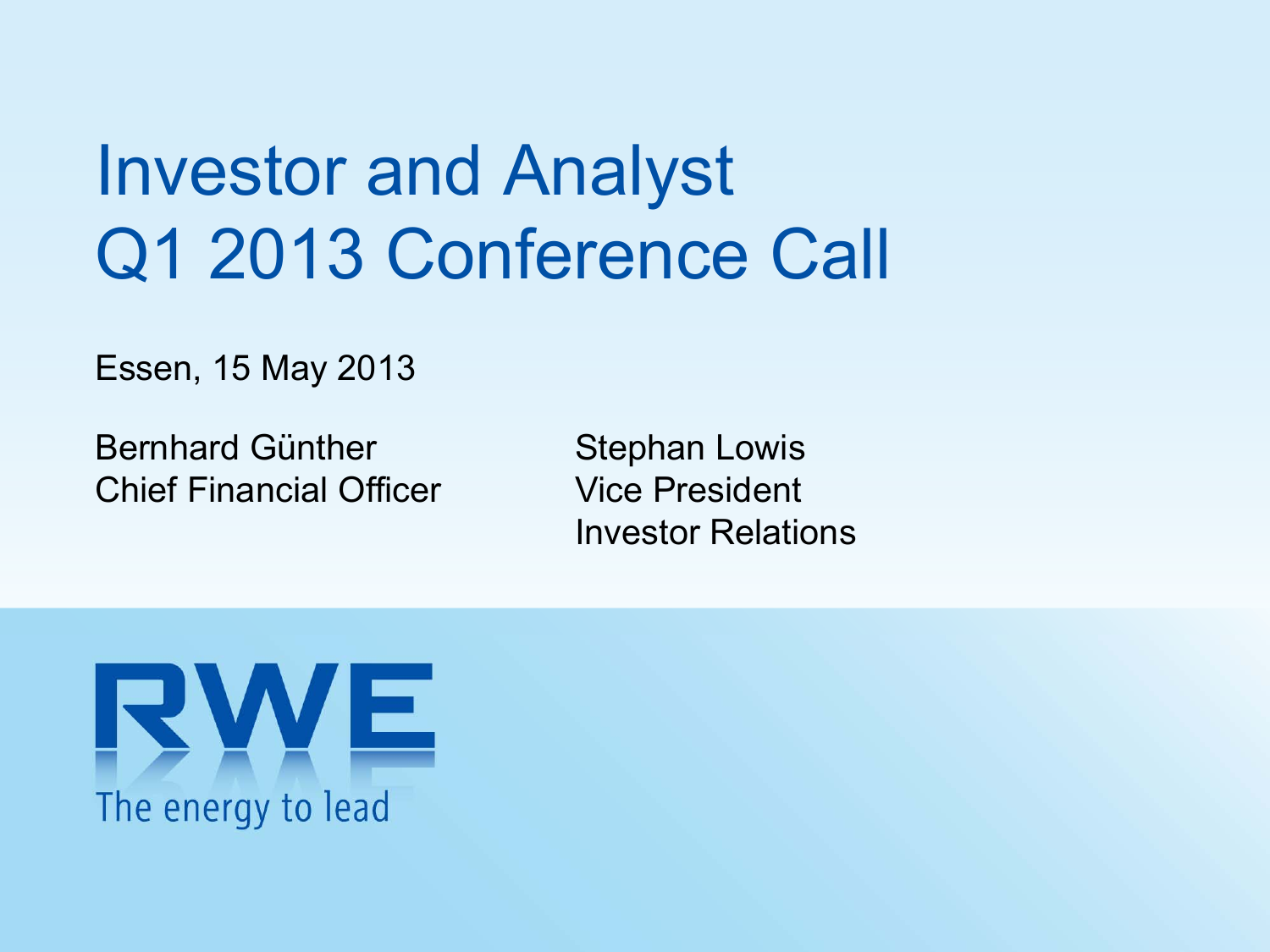# Investor and Analyst Q1 2013 Conference Call

Essen, 15 May 2013

Bernhard Günther
Chief Financial Officer

Stephan Lowis
Vice President
Investor Relations

RWE

The energy to lead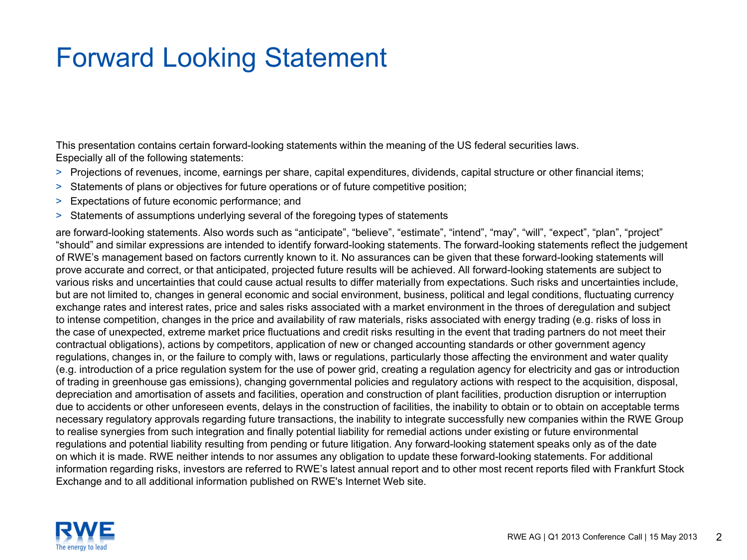# Forward Looking Statement

This presentation contains certain forward-looking statements within the meaning of the US federal securities laws. Especially all of the following statements:

- Projections of revenues, income, earnings per share, capital expenditures, dividends, capital structure or other financial items;
- Statements of plans or objectives for future operations or of future competitive position;
- Expectations of future economic performance; and
- Statements of assumptions underlying several of the foregoing types of statements

are forward-looking statements. Also words such as "anticipate", "believe", "estimate", "intend", "may", "will", "expect", "plan", "project" "should" and similar expressions are intended to identify forward-looking statements. The forward-looking statements reflect the judgement of RWE's management based on factors currently known to it. No assurances can be given that these forward-looking statements will prove accurate and correct, or that anticipated, projected future results will be achieved. All forward-looking statements are subject to various risks and uncertainties that could cause actual results to differ materially from expectations. Such risks and uncertainties include, but are not limited to, changes in general economic and social environment, business, political and legal conditions, fluctuating currency exchange rates and interest rates, price and sales risks associated with a market environment in the throes of deregulation and subject to intense competition, changes in the price and availability of raw materials, risks associated with energy trading (e.g. risks of loss in the case of unexpected, extreme market price fluctuations and credit risks resulting in the event that trading partners do not meet their contractual obligations), actions by competitors, application of new or changed accounting standards or other government agency regulations, changes in, or the failure to comply with, laws or regulations, particularly those affecting the environment and water quality (e.g. introduction of a price regulation system for the use of power grid, creating a regulation agency for electricity and gas or introduction of trading in greenhouse gas emissions), changing governmental policies and regulatory actions with respect to the acquisition, disposal, depreciation and amortisation of assets and facilities, operation and construction of plant facilities, production disruption or interruption due to accidents or other unforeseen events, delays in the construction of facilities, the inability to obtain or to obtain on acceptable terms necessary regulatory approvals regarding future transactions, the inability to integrate successfully new companies within the RWE Group to realise synergies from such integration and finally potential liability for remedial actions under existing or future environmental regulations and potential liability resulting from pending or future litigation. Any forward-looking statement speaks only as of the date on which it is made. RWE neither intends to nor assumes any obligation to update these forward-looking statements. For additional information regarding risks, investors are referred to RWE's latest annual report and to other most recent reports filed with Frankfurt Stock Exchange and to all additional information published on RWE's Internet Web site.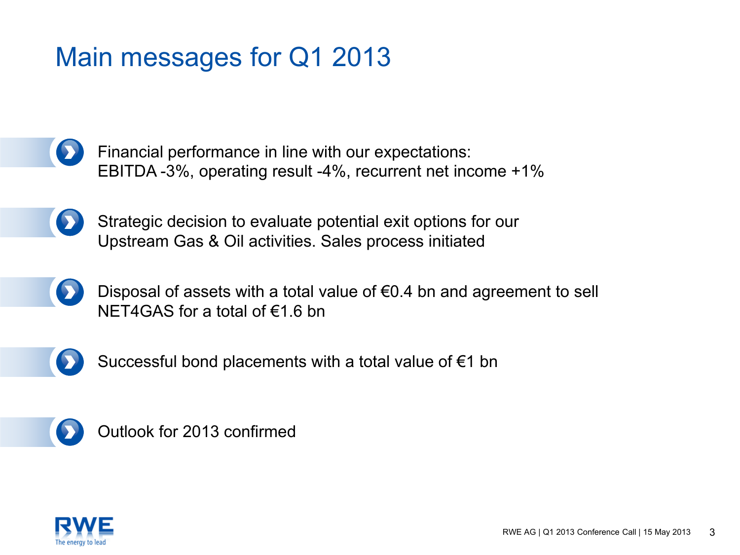# Main messages for Q1 2013

- Financial performance in line with our expectations: EBITDA -3%, operating result -4%, recurrent net income +1%
- Strategic decision to evaluate potential exit options for our Upstream Gas & Oil activities. Sales process initiated
- Disposal of assets with a total value of €0.4 bn and agreement to sell NET4GAS for a total of €1.6 bn
- Successful bond placements with a total value of €1 bn
- Outlook for 2013 confirmed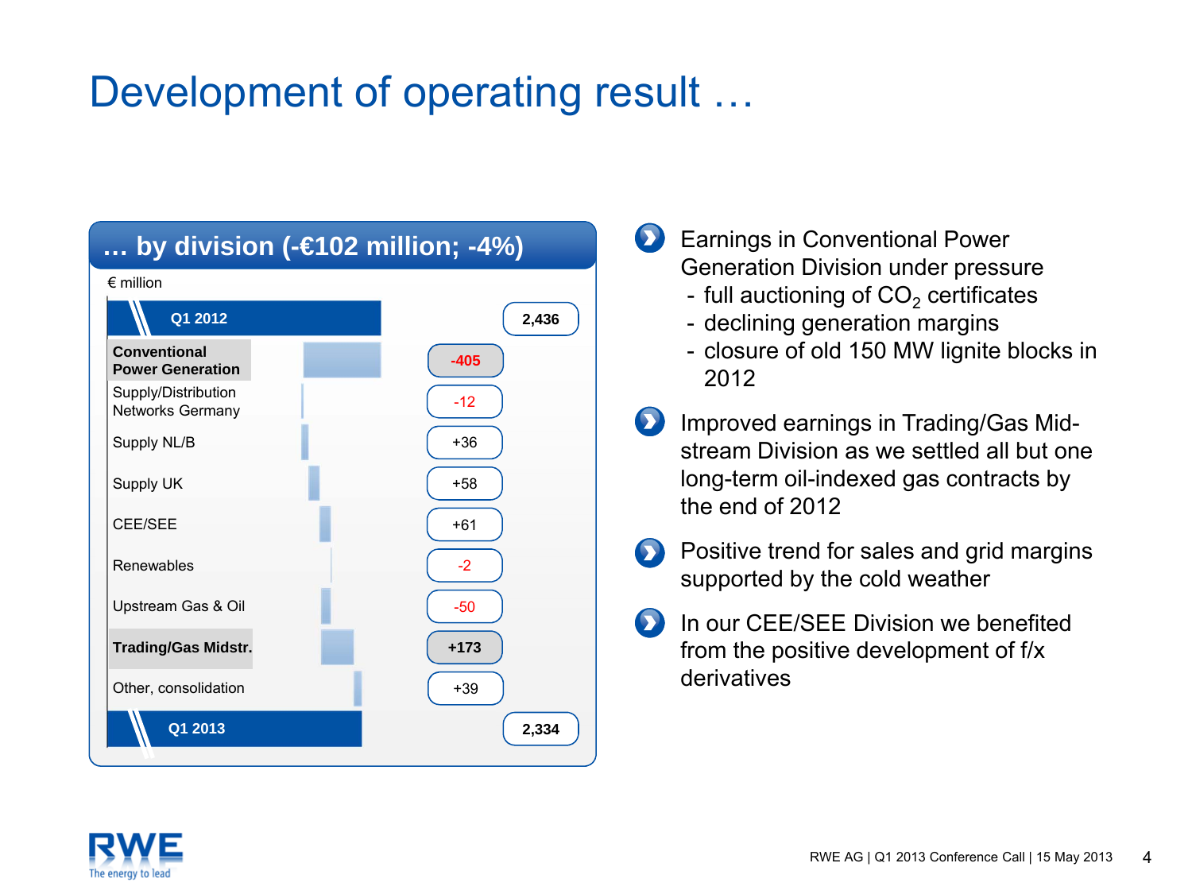# Development of operating result …

## … by division (-€102 million; -4%)

€ million

| Division | Change |
|---|---|
| **Q1 2012** | **2,436** |
| **Conventional Power Generation** | **-405** |
| Supply/Distribution Networks Germany | -12 |
| Supply NL/B | +36 |
| Supply UK | +58 |
| CEE/SEE | +61 |
| Renewables | -2 |
| Upstream Gas & Oil | -50 |
| **Trading/Gas Midstr.** | **+173** |
| Other, consolidation | +39 |
| **Q1 2013** | **2,334** |

- Earnings in Conventional Power Generation Division under pressure
  - full auctioning of $CO_2$ certificates
  - declining generation margins
  - closure of old 150 MW lignite blocks in 2012
- Improved earnings in Trading/Gas Mid-stream Division as we settled all but one long-term oil-indexed gas contracts by the end of 2012
- Positive trend for sales and grid margins supported by the cold weather
- In our CEE/SEE Division we benefited from the positive development of f/x derivatives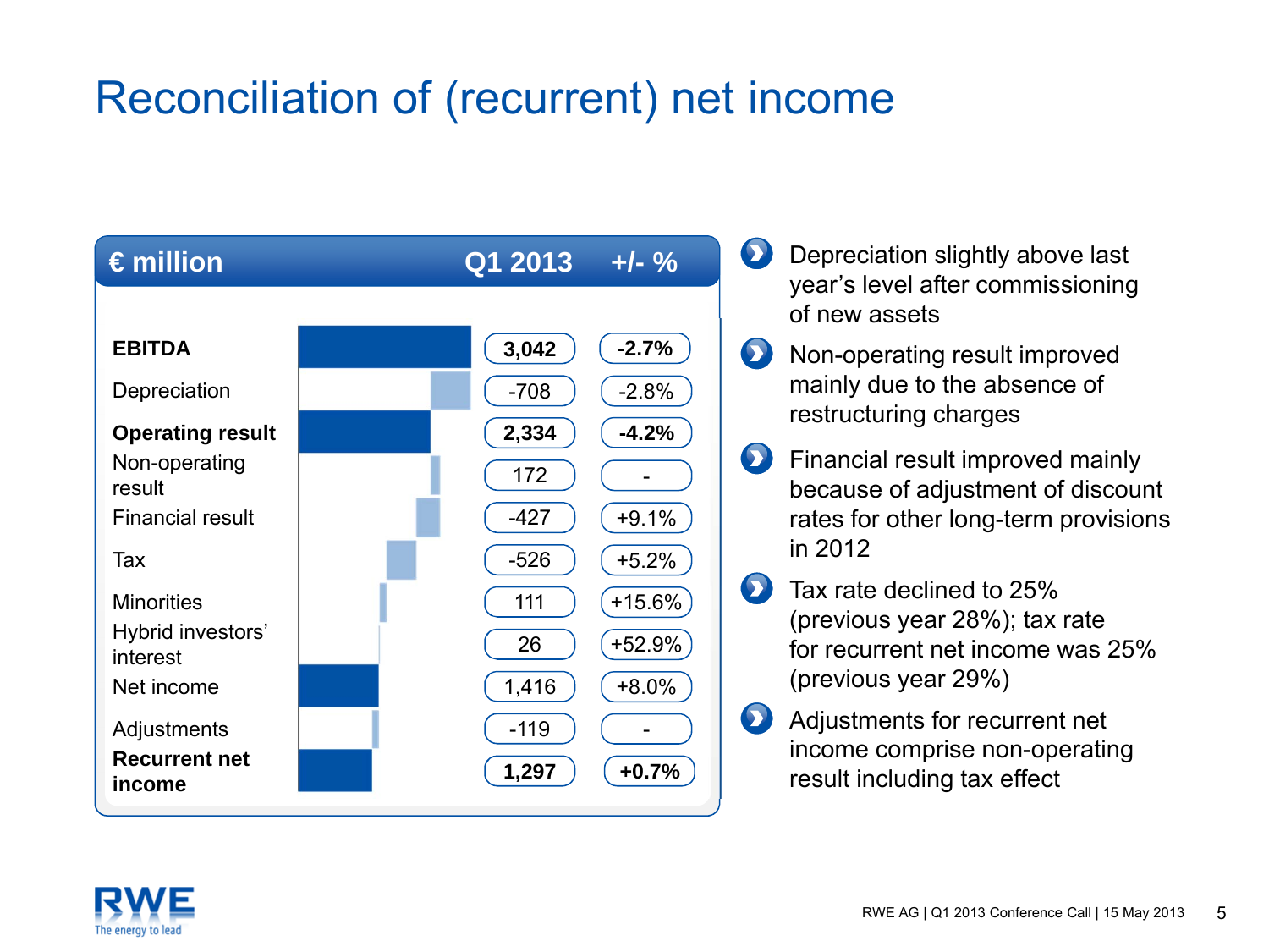# Reconciliation of (recurrent) net income

| € million | Q1 2013 | +/- % |
|---|---|---|
| **EBITDA** | **3,042** | **-2.7%** |
| Depreciation | -708 | -2.8% |
| **Operating result** | **2,334** | **-4.2%** |
| Non-operating result | 172 | - |
| Financial result | -427 | +9.1% |
| Tax | -526 | +5.2% |
| Minorities | 111 | +15.6% |
| Hybrid investors' interest | 26 | +52.9% |
| Net income | 1,416 | +8.0% |
| Adjustments | -119 | - |
| **Recurrent net income** | **1,297** | **+0.7%** |

- Depreciation slightly above last year's level after commissioning of new assets
- Non-operating result improved mainly due to the absence of restructuring charges
- Financial result improved mainly because of adjustment of discount rates for other long-term provisions in 2012
- Tax rate declined to 25% (previous year 28%); tax rate for recurrent net income was 25% (previous year 29%)
- Adjustments for recurrent net income comprise non-operating result including tax effect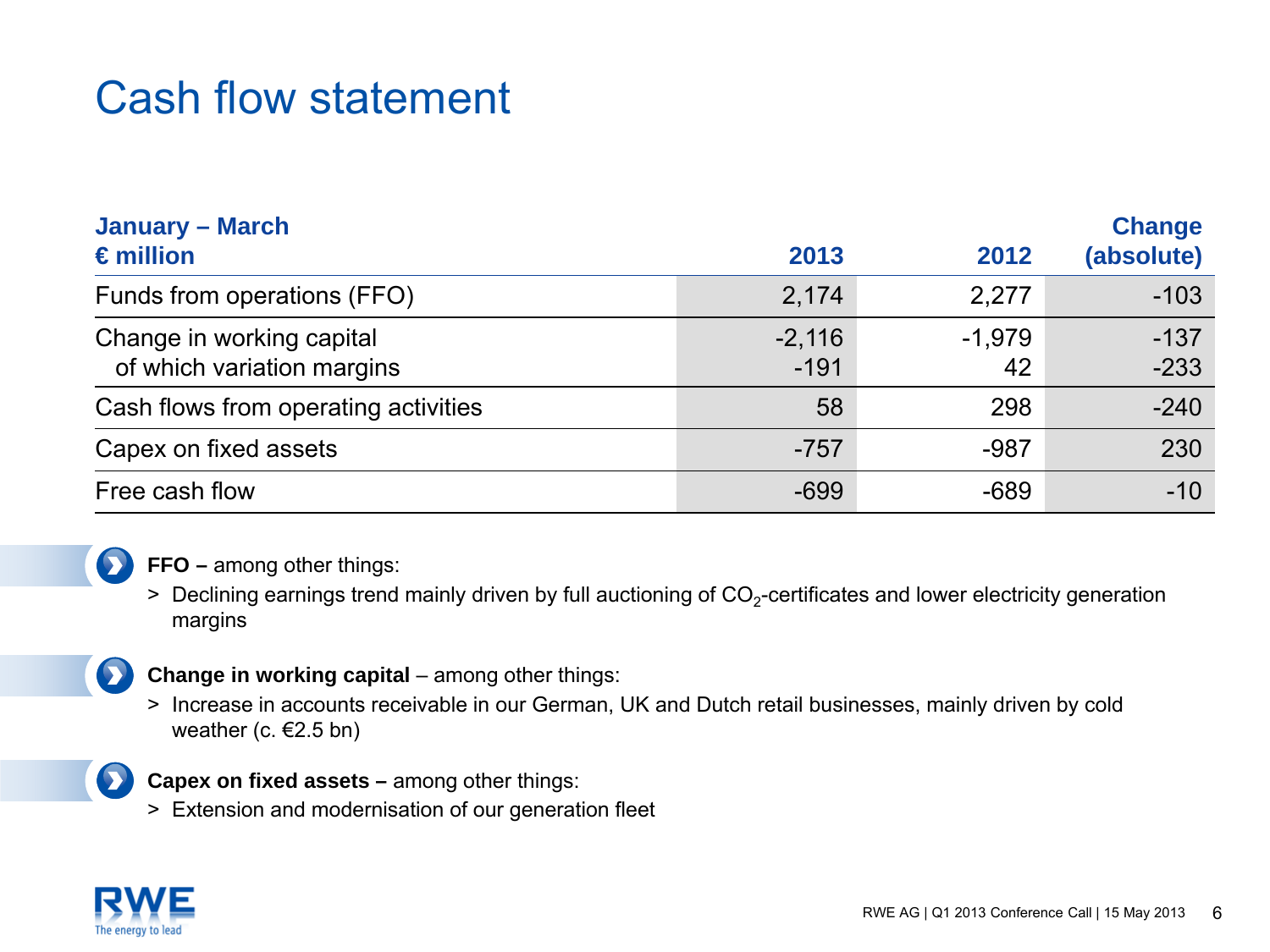# Cash flow statement

| January – March<br>€ million | 2013 | 2012 | Change (absolute) |
|---|---|---|---|
| Funds from operations (FFO) | 2,174 | 2,277 | -103 |
| Change in working capital | -2,116 | -1,979 | -137 |
| of which variation margins | -191 | 42 | -233 |
| Cash flows from operating activities | 58 | 298 | -240 |
| Capex on fixed assets | -757 | -987 | 230 |
| Free cash flow | -699 | -689 | -10 |

**FFO –** among other things:

> Declining earnings trend mainly driven by full auctioning of $CO_2$-certificates and lower electricity generation margins

**Change in working capital** – among other things:

> Increase in accounts receivable in our German, UK and Dutch retail businesses, mainly driven by cold weather (c. €2.5 bn)

**Capex on fixed assets –** among other things:

> Extension and modernisation of our generation fleet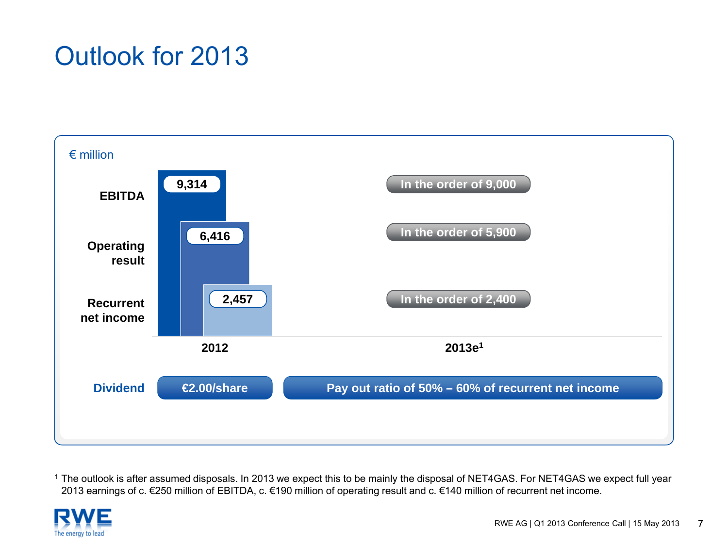# Outlook for 2013

€ million

| | 2012 | 2013e[1] |
|---|---|---|
| EBITDA | 9,314 | In the order of 9,000 |
| Operating result | 6,416 | In the order of 5,900 |
| Recurrent net income | 2,457 | In the order of 2,400 |
| Dividend | €2.00/share | Pay out ratio of 50% – 60% of recurrent net income |

[1] The outlook is after assumed disposals. In 2013 we expect this to be mainly the disposal of NET4GAS. For NET4GAS we expect full year 2013 earnings of c. €250 million of EBITDA, c. €190 million of operating result and c. €140 million of recurrent net income.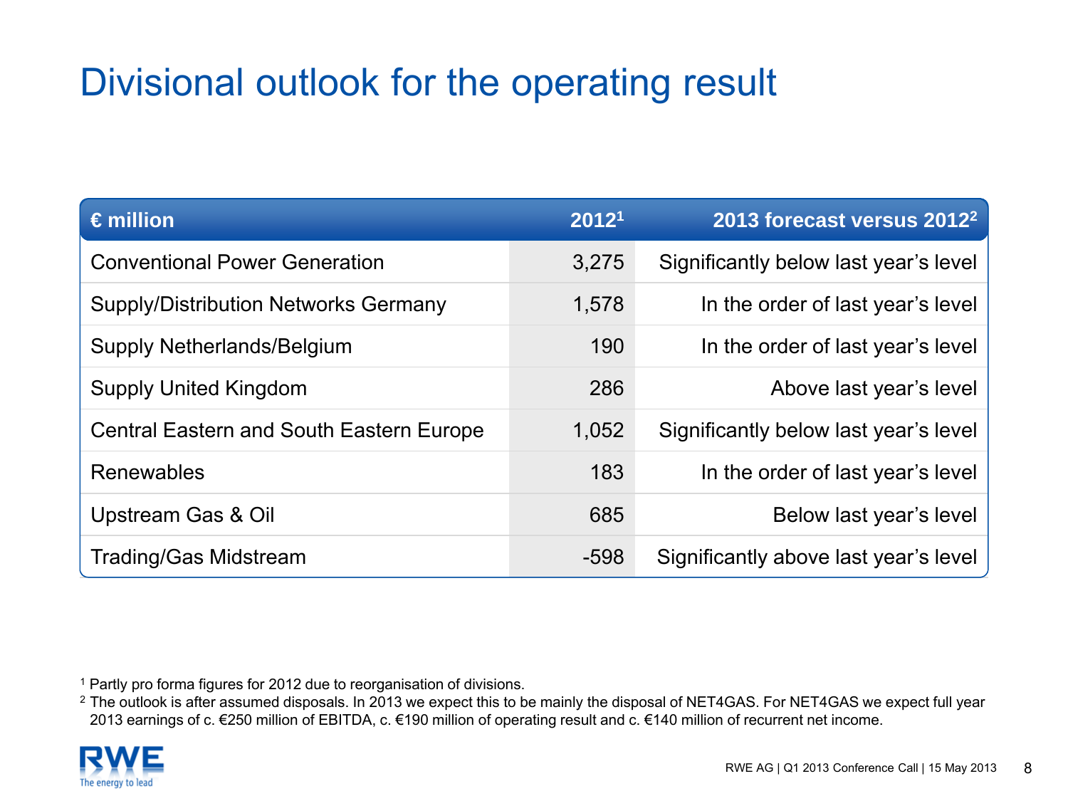# Divisional outlook for the operating result

| € million | 2012[1] | 2013 forecast versus 2012[2] |
|---|---:|---:|
| Conventional Power Generation | 3,275 | Significantly below last year's level |
| Supply/Distribution Networks Germany | 1,578 | In the order of last year's level |
| Supply Netherlands/Belgium | 190 | In the order of last year's level |
| Supply United Kingdom | 286 | Above last year's level |
| Central Eastern and South Eastern Europe | 1,052 | Significantly below last year's level |
| Renewables | 183 | In the order of last year's level |
| Upstream Gas & Oil | 685 | Below last year's level |
| Trading/Gas Midstream | -598 | Significantly above last year's level |

[1] Partly pro forma figures for 2012 due to reorganisation of divisions.

[2] The outlook is after assumed disposals. In 2013 we expect this to be mainly the disposal of NET4GAS. For NET4GAS we expect full year 2013 earnings of c. €250 million of EBITDA, c. €190 million of operating result and c. €140 million of recurrent net income.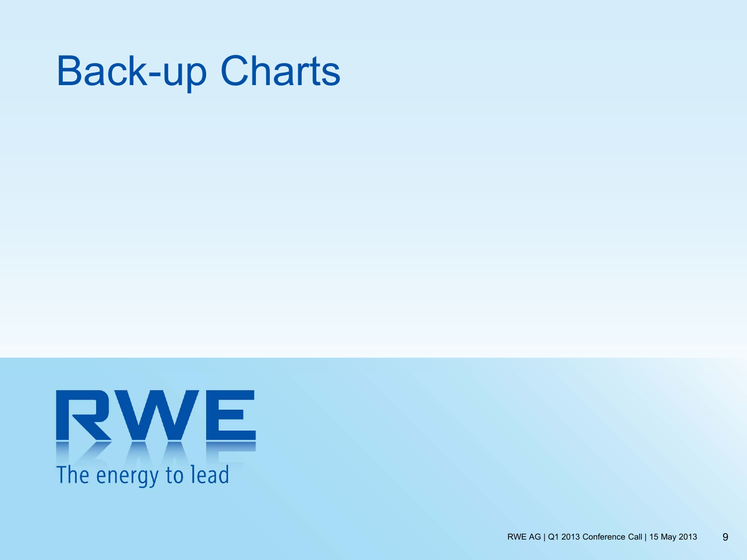# Back-up Charts

RWE

The energy to lead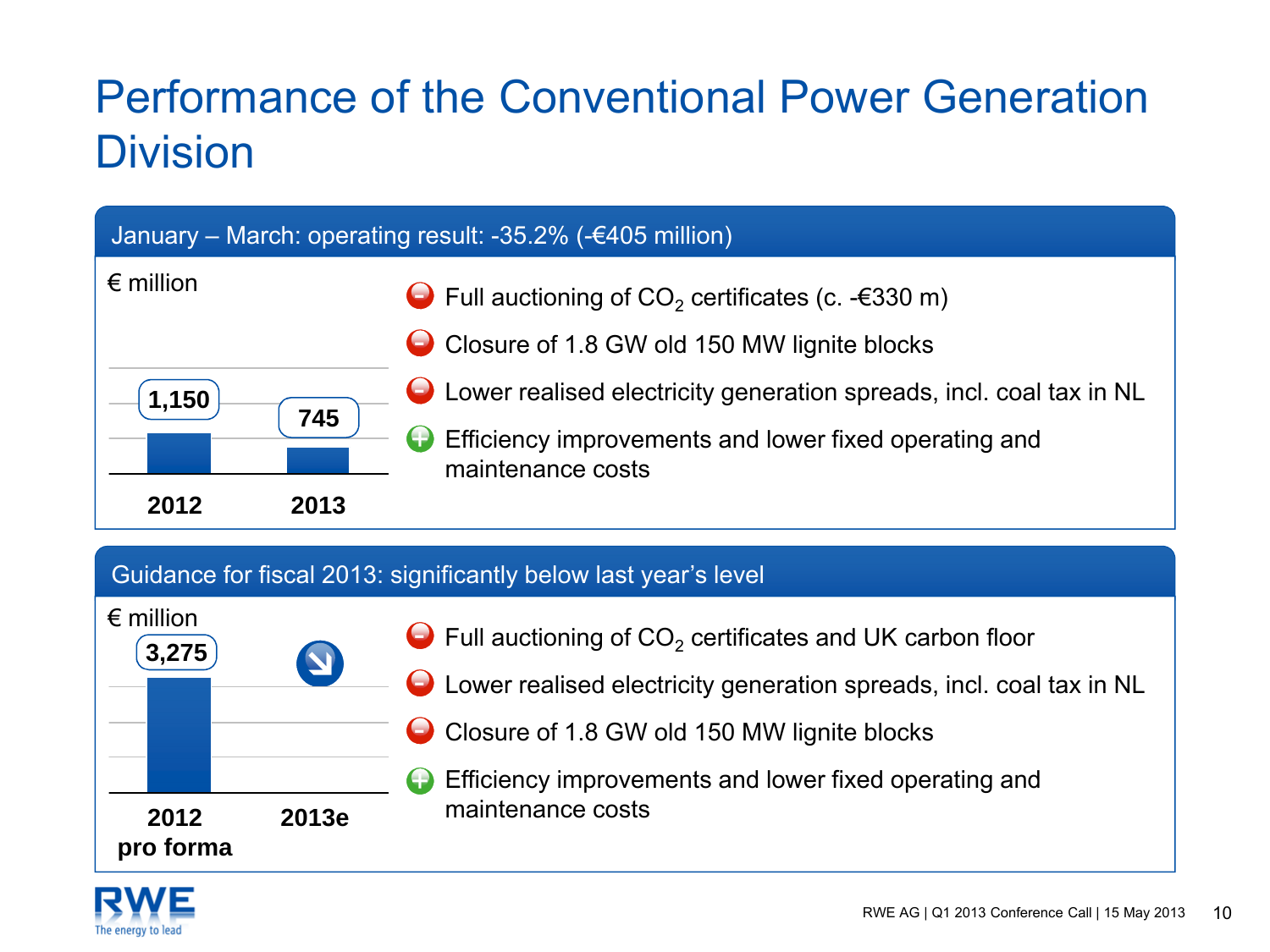# Performance of the Conventional Power Generation Division

## January – March: operating result: -35.2% (-€405 million)

€ million

| 2012 | 2013 |
|---|---|
| 1,150 | 745 |

- (−) Full auctioning of $CO_2$ certificates (c. -€330 m)
- (−) Closure of 1.8 GW old 150 MW lignite blocks
- (−) Lower realised electricity generation spreads, incl. coal tax in NL
- (+) Efficiency improvements and lower fixed operating and maintenance costs

## Guidance for fiscal 2013: significantly below last year's level

€ million

| 2012 pro forma | 2013e |
|---|---|
| 3,275 | ↘ |

- (−) Full auctioning of $CO_2$ certificates and UK carbon floor
- (−) Lower realised electricity generation spreads, incl. coal tax in NL
- (−) Closure of 1.8 GW old 150 MW lignite blocks
- (+) Efficiency improvements and lower fixed operating and maintenance costs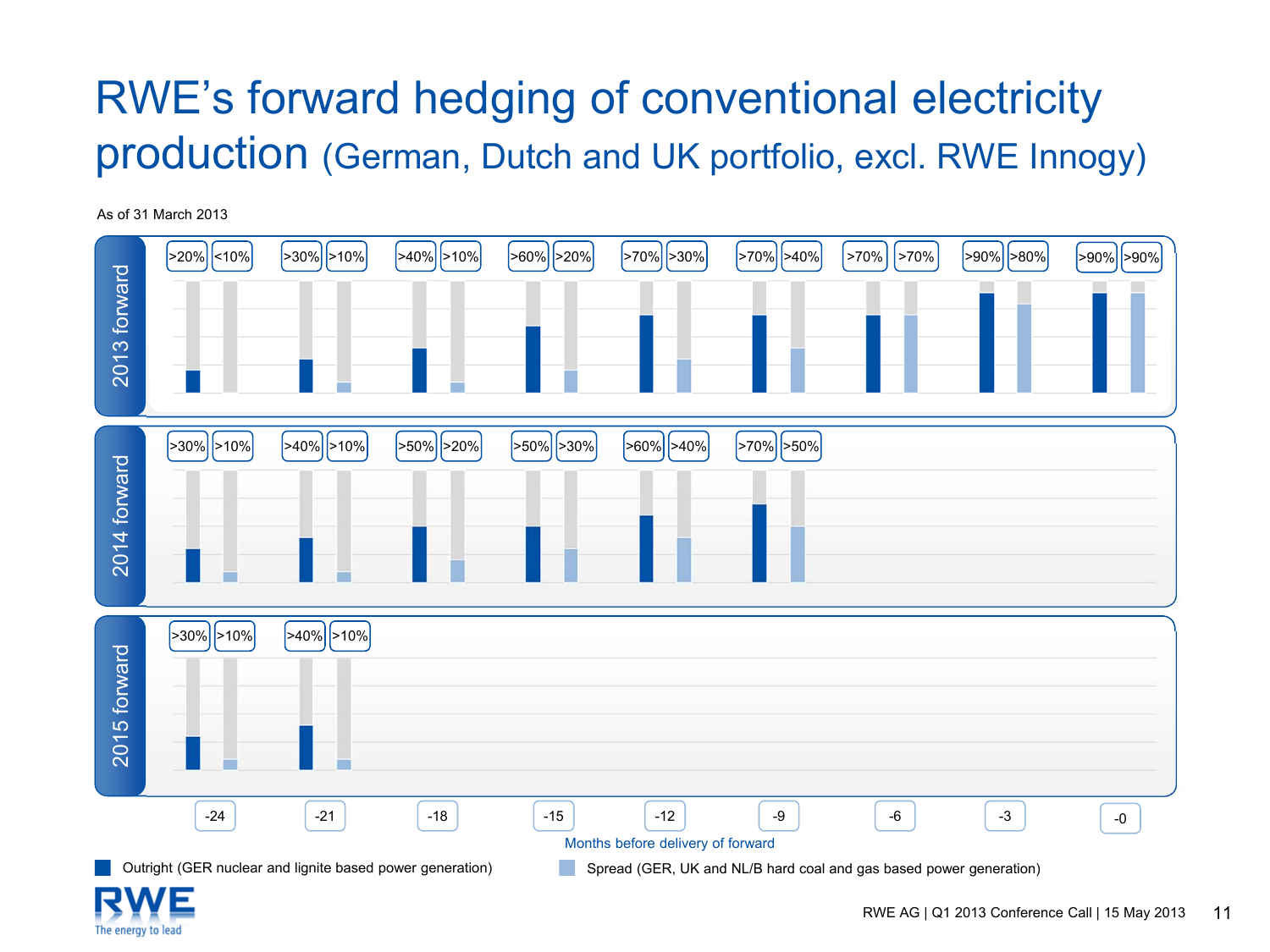# RWE's forward hedging of conventional electricity production (German, Dutch and UK portfolio, excl. RWE Innogy)

As of 31 March 2013

| Months before delivery of forward | 2013 forward – Outright | 2013 forward – Spread | 2014 forward – Outright | 2014 forward – Spread | 2015 forward – Outright | 2015 forward – Spread |
|---|---|---|---|---|---|---|
| -24 | >20% | <10% | >30% | >10% | >30% | >10% |
| -21 | >30% | >10% | >40% | >10% | >40% | >10% |
| -18 | >40% | >10% | >50% | >20% | | |
| -15 | >60% | >20% | >50% | >30% | | |
| -12 | >70% | >30% | >60% | >40% | | |
| -9 | >70% | >40% | >70% | >50% | | |
| -6 | >70% | >70% | | | | |
| -3 | >90% | >80% | | | | |
| -0 | >90% | >90% | | | | |

- Outright (GER nuclear and lignite based power generation)
- Spread (GER, UK and NL/B hard coal and gas based power generation)

RWE AG | Q1 2013 Conference Call | 15 May 2013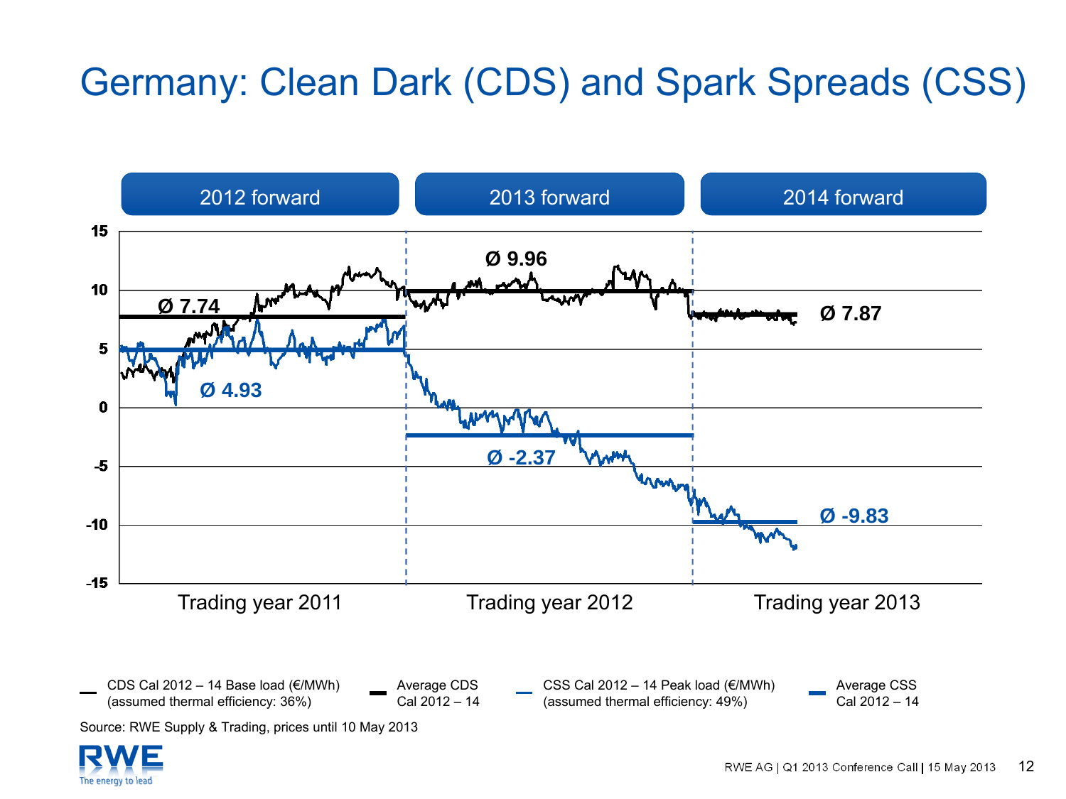# Germany: Clean Dark (CDS) and Spark Spreads (CSS)

| | 2012 forward | 2013 forward | 2014 forward |
|---|---|---|---|
| | Trading year 2011 | Trading year 2012 | Trading year 2013 |
| Average CDS | Ø 7.74 | Ø 9.96 | Ø 7.87 |
| Average CSS | Ø 4.93 | Ø -2.37 | Ø -9.83 |

- CDS Cal 2012 – 14 Base load (€/MWh) (assumed thermal efficiency: 36%)
- Average CDS Cal 2012 – 14
- CSS Cal 2012 – 14 Peak load (€/MWh) (assumed thermal efficiency: 49%)
- Average CSS Cal 2012 – 14

Source: RWE Supply & Trading, prices until 10 May 2013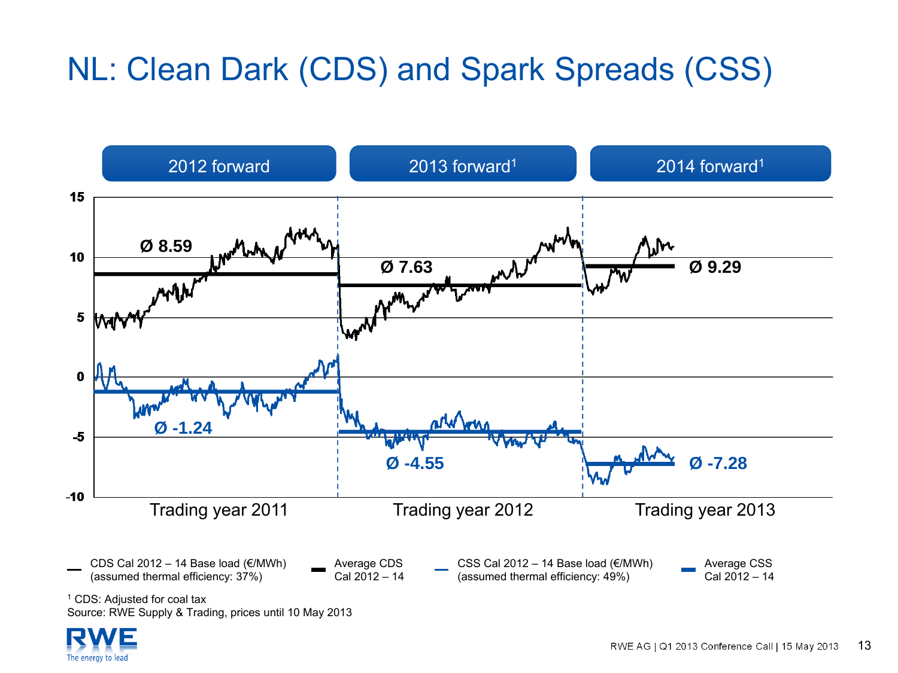# NL: Clean Dark (CDS) and Spark Spreads (CSS)

| | 2012 forward | 2013 forward[1] | 2014 forward[1] |
|---|---|---|---|
| | Trading year 2011 | Trading year 2012 | Trading year 2013 |
| Average CDS Cal 2012 – 14 | Ø 8.59 | Ø 7.63 | Ø 9.29 |
| Average CSS Cal 2012 – 14 | Ø -1.24 | Ø -4.55 | Ø -7.28 |

- CDS Cal 2012 – 14 Base load (€/MWh) (assumed thermal efficiency: 37%)
- Average CDS Cal 2012 – 14
- CSS Cal 2012 – 14 Base load (€/MWh) (assumed thermal efficiency: 49%)
- Average CSS Cal 2012 – 14

[1] CDS: Adjusted for coal tax

Source: RWE Supply & Trading, prices until 10 May 2013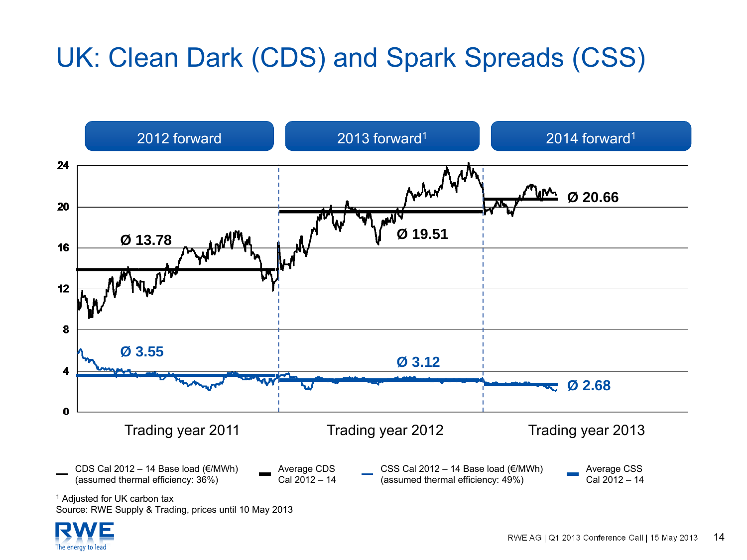# UK: Clean Dark (CDS) and Spark Spreads (CSS)

| 2012 forward | 2013 forward[1] | 2014 forward[1] |
|---|---|---|
| Ø 13.78 | Ø 19.51 | Ø 20.66 |
| Ø 3.55 | Ø 3.12 | Ø 2.68 |
| Trading year 2011 | Trading year 2012 | Trading year 2013 |

Y-axis: 0, 4, 8, 12, 16, 20, 24

- CDS Cal 2012 – 14 Base load (€/MWh) (assumed thermal efficiency: 36%)
- Average CDS Cal 2012 – 14
- CSS Cal 2012 – 14 Base load (€/MWh) (assumed thermal efficiency: 49%)
- Average CSS Cal 2012 – 14

[1] Adjusted for UK carbon tax

Source: RWE Supply & Trading, prices until 10 May 2013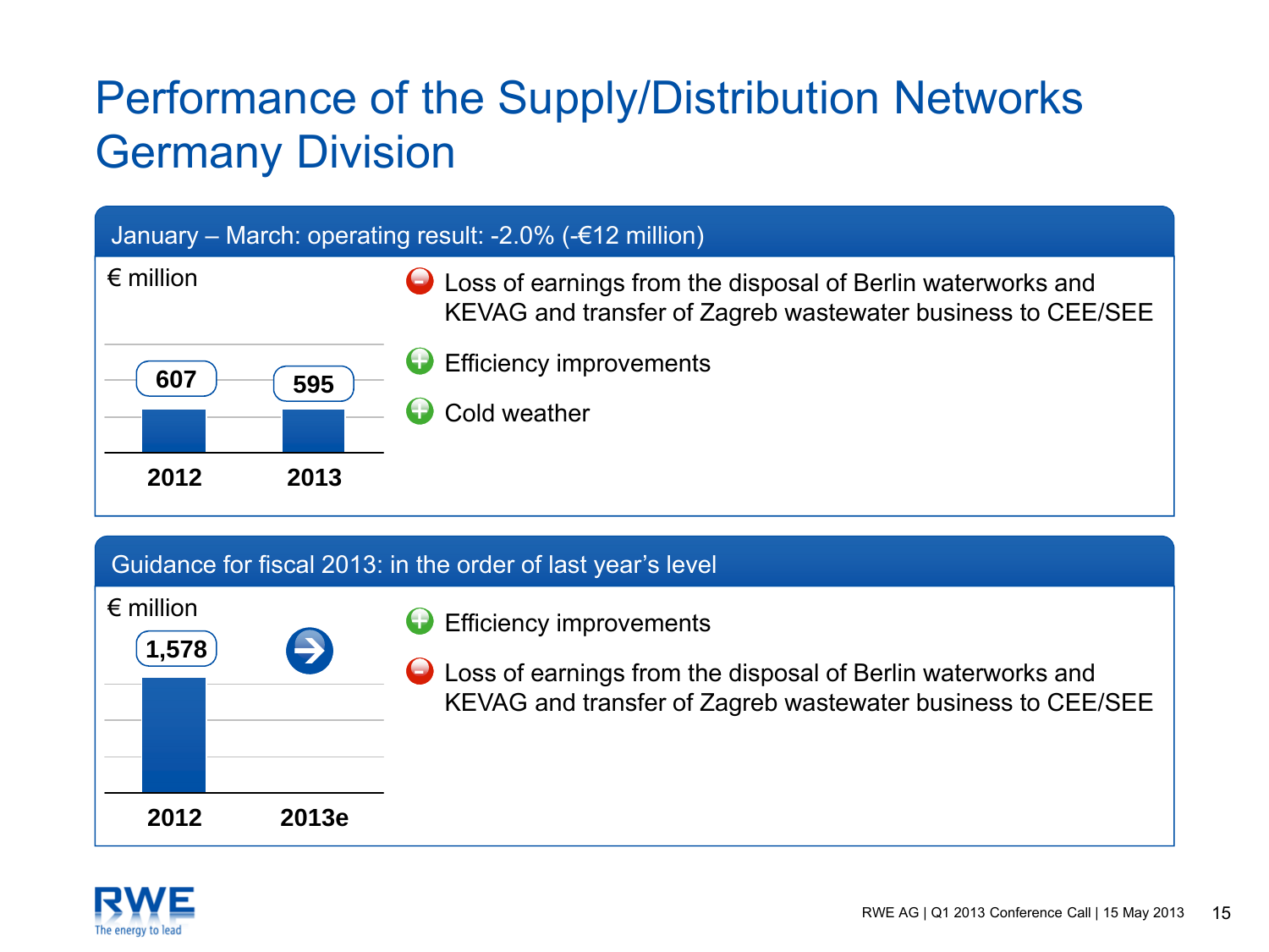# Performance of the Supply/Distribution Networks Germany Division

## January – March: operating result: -2.0% (-€12 million)

€ million

| | 2012 | 2013 |
|---|---|---|
| Operating result | 607 | 595 |

- (–) Loss of earnings from the disposal of Berlin waterworks and KEVAG and transfer of Zagreb wastewater business to CEE/SEE
- (+) Efficiency improvements
- (+) Cold weather

## Guidance for fiscal 2013: in the order of last year's level

€ million

| | 2012 | 2013e |
|---|---|---|
| Operating result | 1,578 | → |

- (+) Efficiency improvements
- (–) Loss of earnings from the disposal of Berlin waterworks and KEVAG and transfer of Zagreb wastewater business to CEE/SEE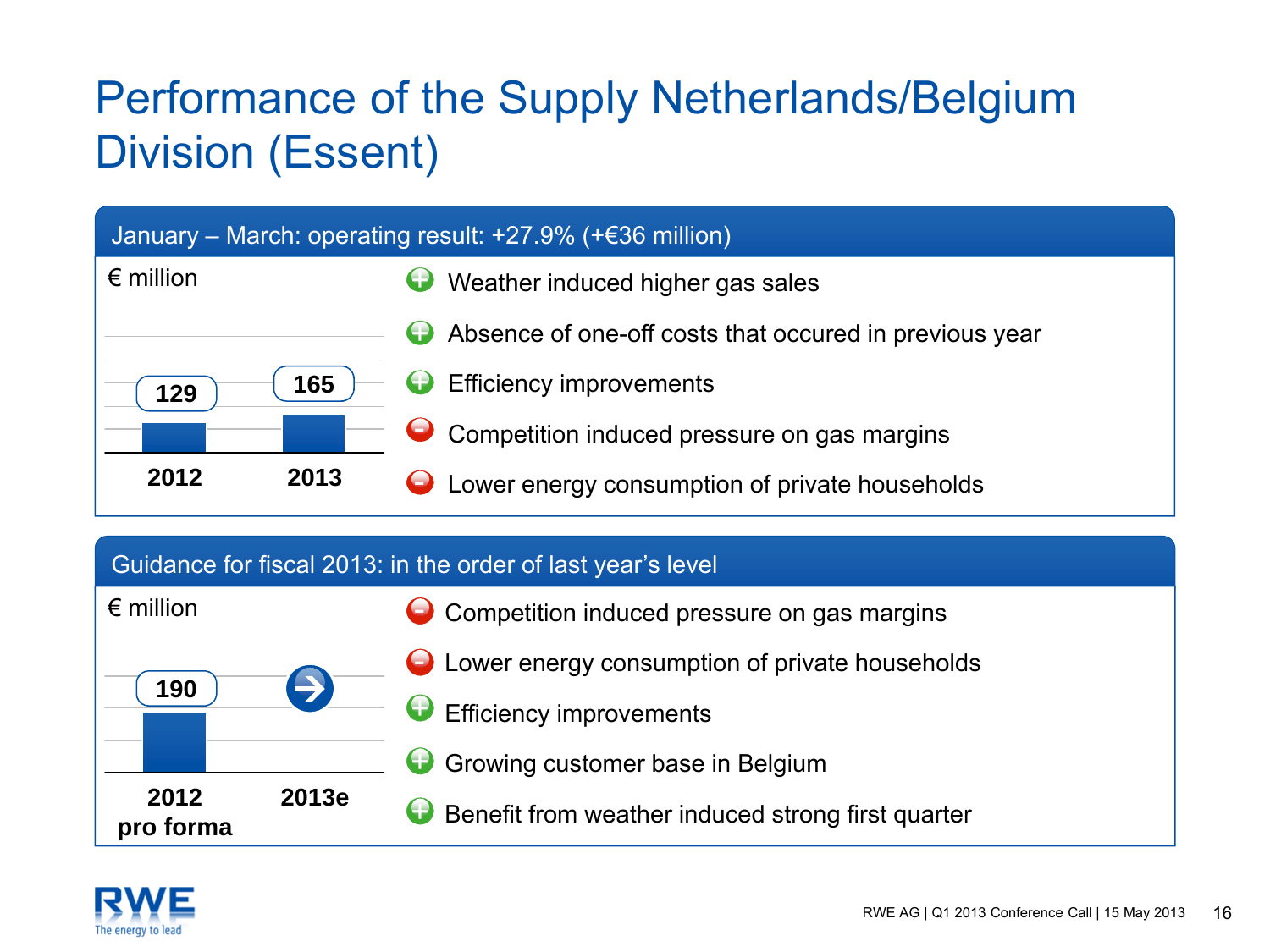# Performance of the Supply Netherlands/Belgium Division (Essent)

## January – March: operating result: +27.9% (+€36 million)

€ million

| 2012 | 2013 |
|---|---|
| 129 | 165 |

- (+) Weather induced higher gas sales
- (+) Absence of one-off costs that occured in previous year
- (+) Efficiency improvements
- (–) Competition induced pressure on gas margins
- (–) Lower energy consumption of private households

## Guidance for fiscal 2013: in the order of last year's level

€ million

| 2012 pro forma | 2013e |
|---|---|
| 190 | → |

- (–) Competition induced pressure on gas margins
- (–) Lower energy consumption of private households
- (+) Efficiency improvements
- (+) Growing customer base in Belgium
- (+) Benefit from weather induced strong first quarter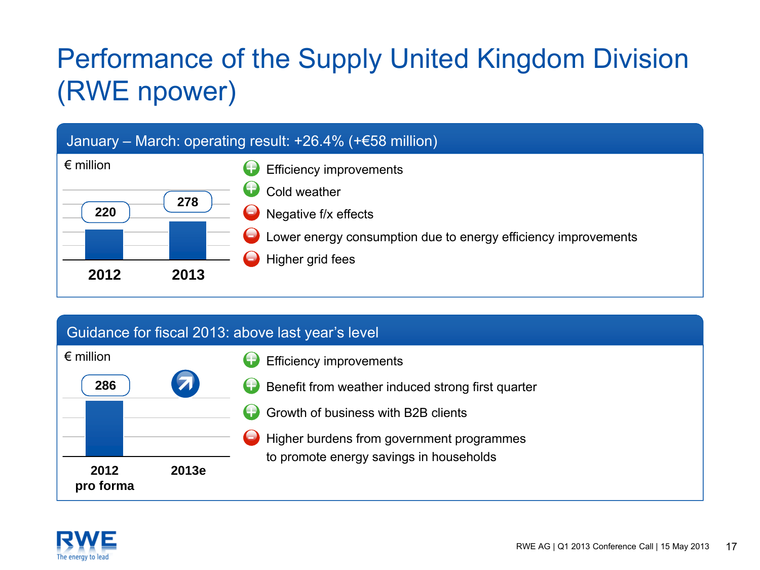# Performance of the Supply United Kingdom Division (RWE npower)

## January – March: operating result: +26.4% (+€58 million)

€ million

| 2012 | 2013 |
|---|---|
| 220 | 278 |

- (+) Efficiency improvements
- (+) Cold weather
- (–) Negative f/x effects
- (–) Lower energy consumption due to energy efficiency improvements
- (–) Higher grid fees

## Guidance for fiscal 2013: above last year's level

€ million

| 2012 pro forma | 2013e |
|---|---|
| 286 | ↗ |

- (+) Efficiency improvements
- (+) Benefit from weather induced strong first quarter
- (+) Growth of business with B2B clients
- (–) Higher burdens from government programmes to promote energy savings in households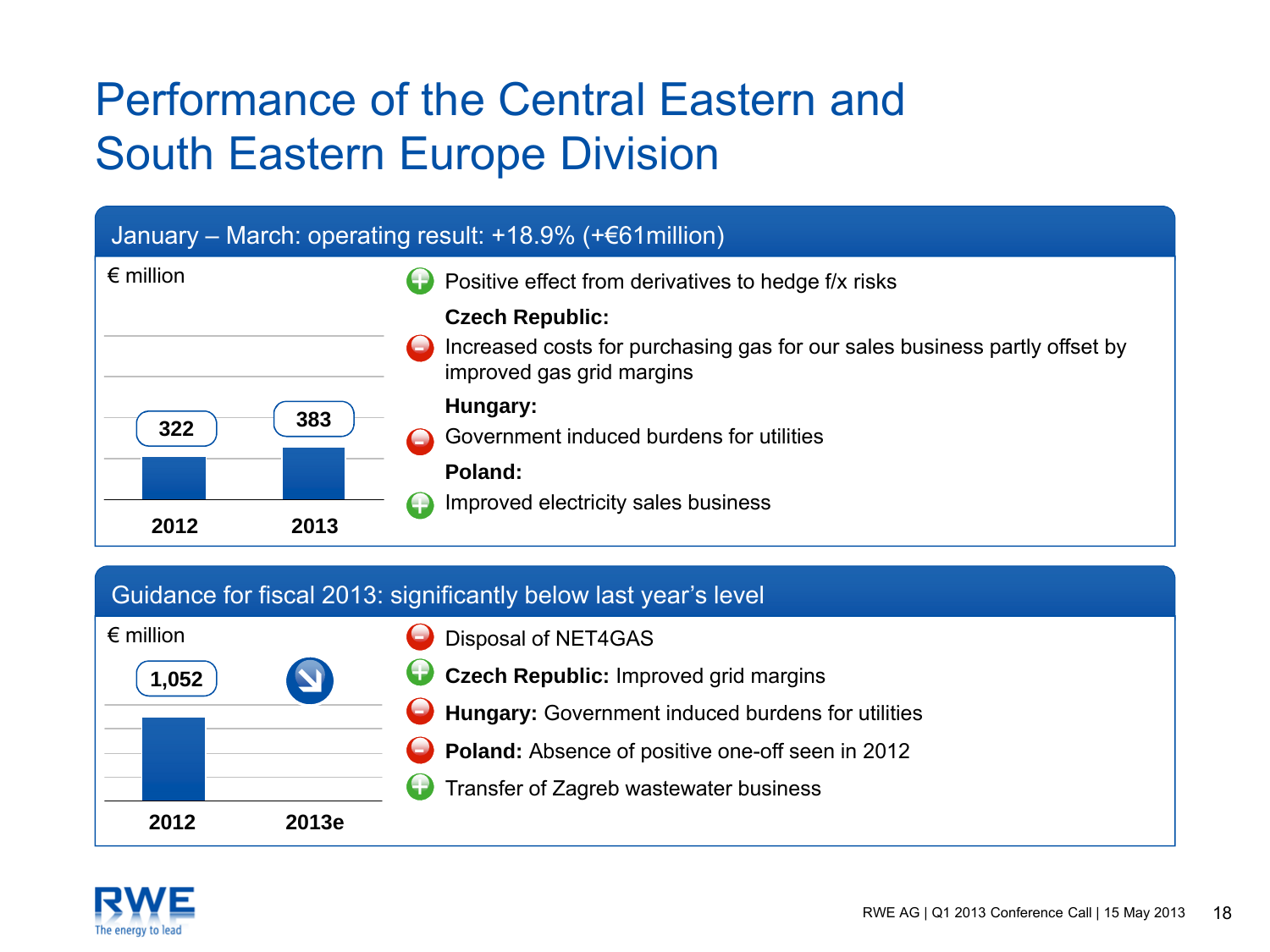# Performance of the Central Eastern and South Eastern Europe Division

## January – March: operating result: +18.9% (+€61million)

€ million

| | 2012 | 2013 |
|---|---|---|
| Operating result | 322 | 383 |

- (+) Positive effect from derivatives to hedge f/x risks

**Czech Republic:**

- (–) Increased costs for purchasing gas for our sales business partly offset by improved gas grid margins

**Hungary:**

- (–) Government induced burdens for utilities

**Poland:**

- (+) Improved electricity sales business

## Guidance for fiscal 2013: significantly below last year's level

€ million

| | 2012 | 2013e |
|---|---|---|
| Operating result | 1,052 | ↘ |

- (–) Disposal of NET4GAS
- (+) **Czech Republic:** Improved grid margins
- (–) **Hungary:** Government induced burdens for utilities
- (–) **Poland:** Absence of positive one-off seen in 2012
- (+) Transfer of Zagreb wastewater business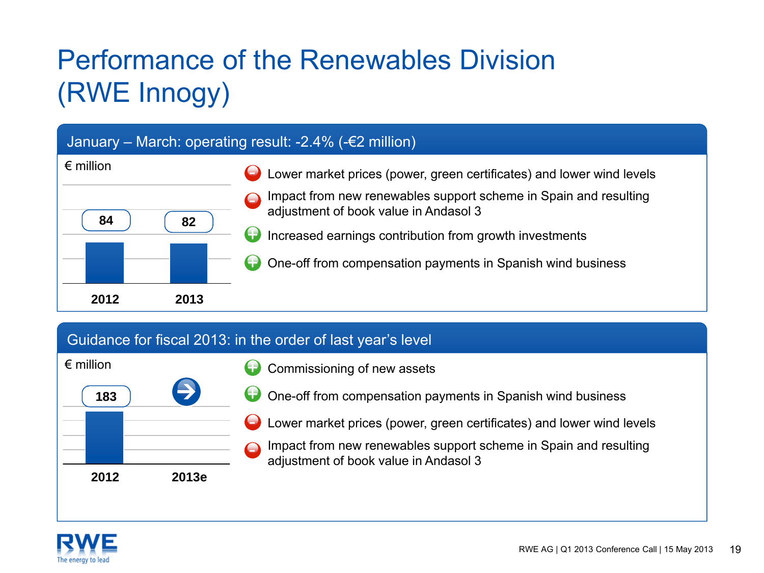# Performance of the Renewables Division (RWE Innogy)

## January – March: operating result: -2.4% (-€2 million)

€ million

| | 2012 | 2013 |
|---|---|---|
| Operating result | 84 | 82 |

- (–) Lower market prices (power, green certificates) and lower wind levels
- (–) Impact from new renewables support scheme in Spain and resulting adjustment of book value in Andasol 3
- (+) Increased earnings contribution from growth investments
- (+) One-off from compensation payments in Spanish wind business

## Guidance for fiscal 2013: in the order of last year's level

€ million

| | 2012 | 2013e |
|---|---|---|
| Operating result | 183 | → |

- (+) Commissioning of new assets
- (+) One-off from compensation payments in Spanish wind business
- (–) Lower market prices (power, green certificates) and lower wind levels
- (–) Impact from new renewables support scheme in Spain and resulting adjustment of book value in Andasol 3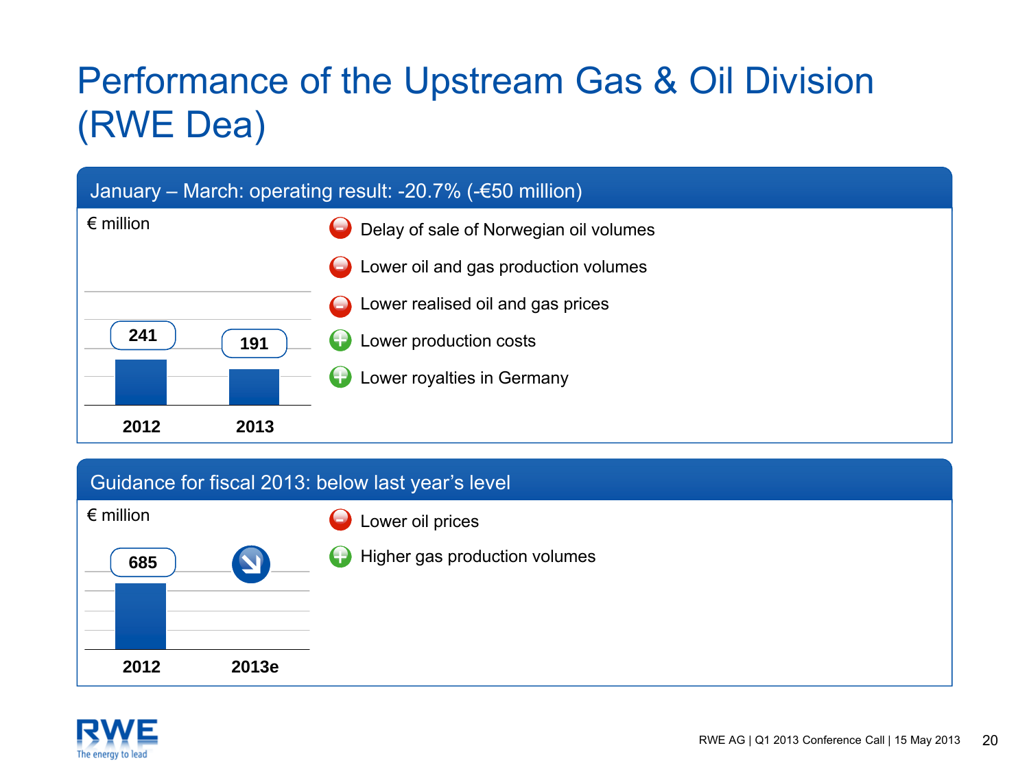# Performance of the Upstream Gas & Oil Division (RWE Dea)

## January – March: operating result: -20.7% (-€50 million)

€ million

| 2012 | 2013 |
|---|---|
| 241 | 191 |

- (−) Delay of sale of Norwegian oil volumes
- (−) Lower oil and gas production volumes
- (−) Lower realised oil and gas prices
- (+) Lower production costs
- (+) Lower royalties in Germany

## Guidance for fiscal 2013: below last year's level

€ million

| 2012 | 2013e |
|---|---|
| 685 | ↘ |

- (−) Lower oil prices
- (+) Higher gas production volumes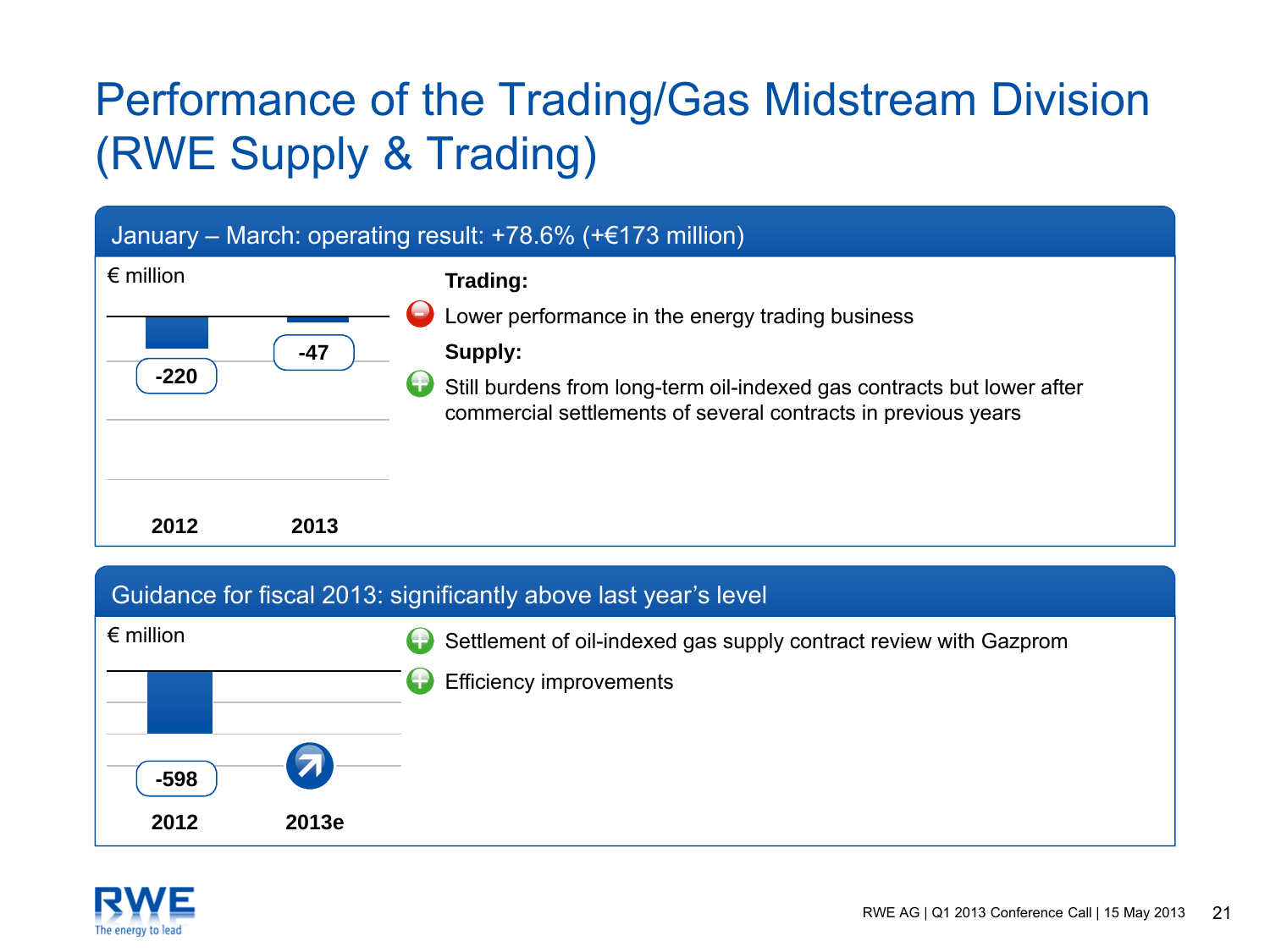# Performance of the Trading/Gas Midstream Division (RWE Supply & Trading)

## January – March: operating result: +78.6% (+€173 million)

€ million

| | 2012 | 2013 |
|---|---|---|
| Operating result | -220 | -47 |

**Trading:**

- Lower performance in the energy trading business

**Supply:**

- Still burdens from long-term oil-indexed gas contracts but lower after commercial settlements of several contracts in previous years

## Guidance for fiscal 2013: significantly above last year's level

€ million

| | 2012 | 2013e |
|---|---|---|
| Operating result | -598 | ↗ |

- Settlement of oil-indexed gas supply contract review with Gazprom
- Efficiency improvements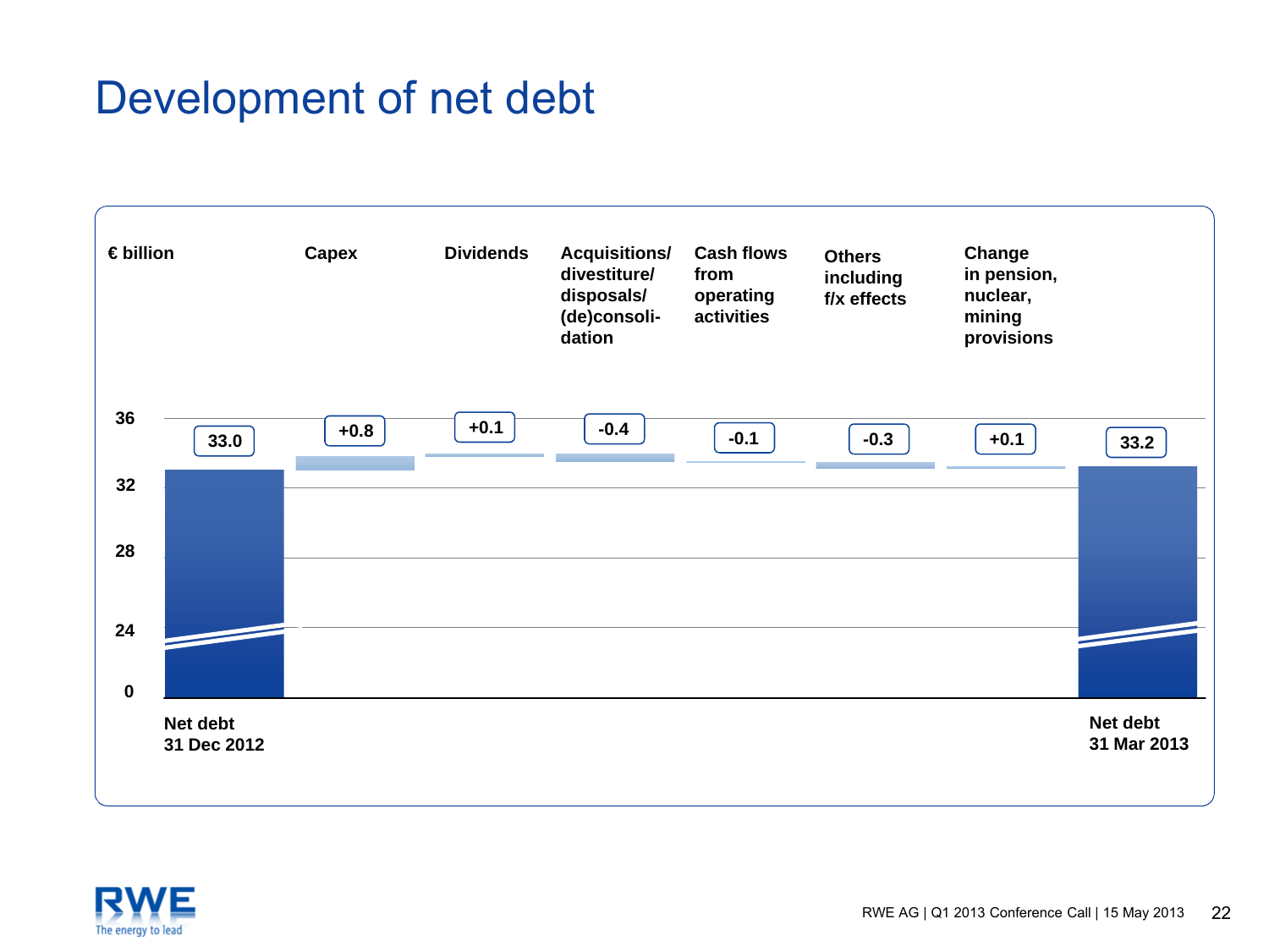# Development of net debt

€ billion

| | Net debt 31 Dec 2012 | Capex | Dividends | Acquisitions/ divestiture/ disposals/ (de)consolidation | Cash flows from operating activities | Others including f/x effects | Change in pension, nuclear, mining provisions | Net debt 31 Mar 2013 |
|---|---|---|---|---|---|---|---|---|
| € billion | 33.0 | +0.8 | +0.1 | -0.4 | -0.1 | -0.3 | +0.1 | 33.2 |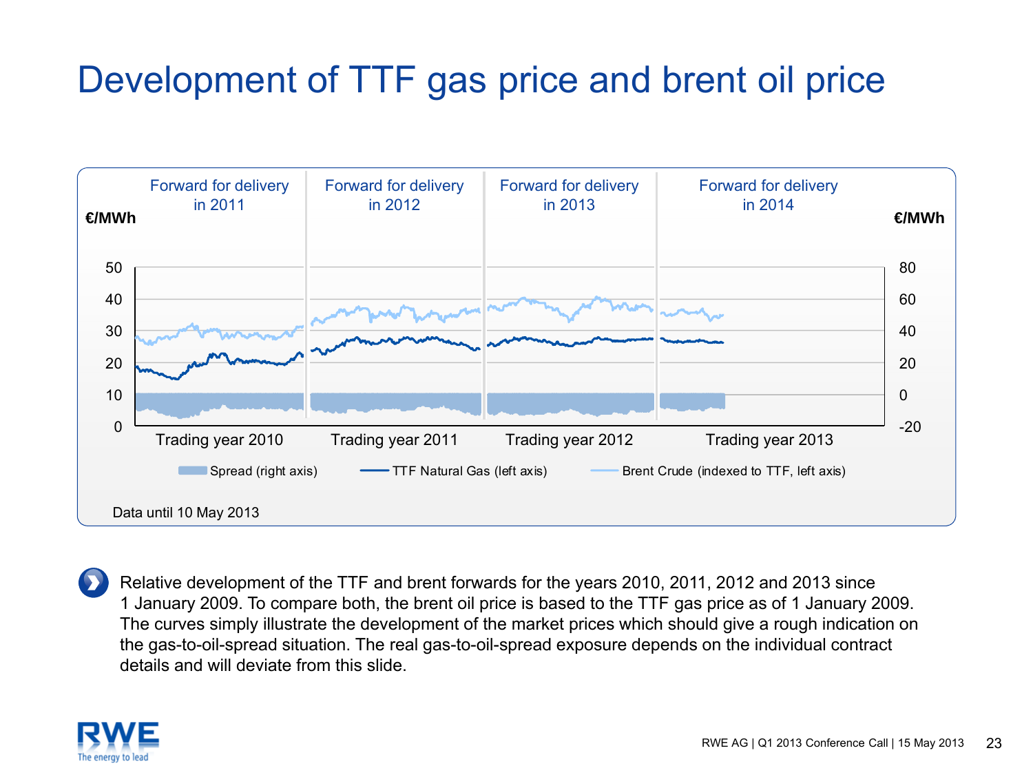# Development of TTF gas price and brent oil price

Forward for delivery in 2011 | Forward for delivery in 2012 | Forward for delivery in 2013 | Forward for delivery in 2014

€/MWh (left axis: 0–50) | €/MWh (right axis: -20–80)

Trading year 2010 | Trading year 2011 | Trading year 2012 | Trading year 2013

Spread (right axis) | TTF Natural Gas (left axis) | Brent Crude (indexed to TTF, left axis)

Data until 10 May 2013

Relative development of the TTF and brent forwards for the years 2010, 2011, 2012 and 2013 since 1 January 2009. To compare both, the brent oil price is based to the TTF gas price as of 1 January 2009. The curves simply illustrate the development of the market prices which should give a rough indication on the gas-to-oil-spread situation. The real gas-to-oil-spread exposure depends on the individual contract details and will deviate from this slide.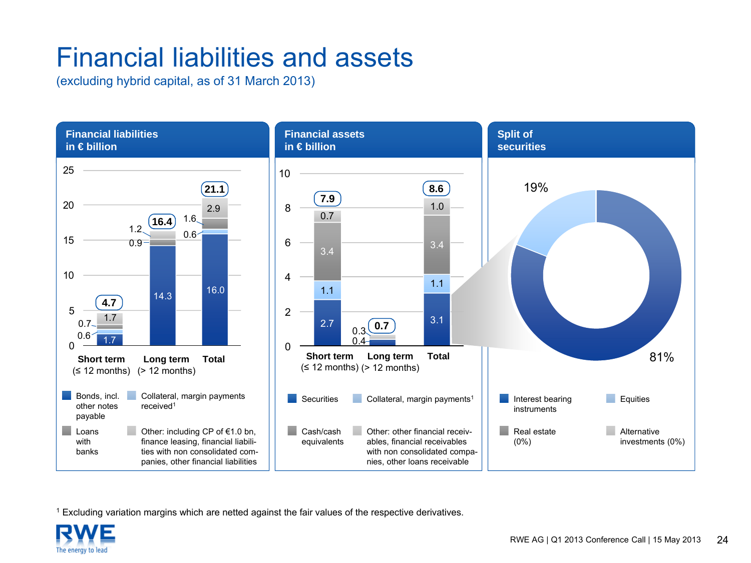# Financial liabilities and assets

(excluding hybrid capital, as of 31 March 2013)

## Financial liabilities in € billion

| | Short term (≤ 12 months) | Long term (> 12 months) | Total |
|---|---|---|---|
| Bonds, incl. other notes payable | 1.7 | 14.3 | 16.0 |
| Collateral, margin payments received[1] | 0.6 | | 0.6 |
| Loans with banks | 0.7 | 0.9 | 1.6 |
| Other: including CP of €1.0 bn, finance leasing, financial liabilities with non consolidated companies, other financial liabilities | 1.7 | 1.2 | 2.9 |
| **Total** | **4.7** | **16.4** | **21.1** |

## Financial assets in € billion

| | Short term (≤ 12 months) | Long term (> 12 months) | Total |
|---|---|---|---|
| Securities | 2.7 | 0.4 | 3.1 |
| Collateral, margin payments[1] | 1.1 | | 1.1 |
| Cash/cash equivalents | 3.4 | | 3.4 |
| Other: other financial receivables, financial receivables with non consolidated companies, other loans receivable | 0.7 | 0.3 | 1.0 |
| **Total** | **7.9** | **0.7** | **8.6** |

## Split of securities

| | Share |
|---|---|
| Interest bearing instruments | 81% |
| Equities | 19% |
| Real estate | 0% |
| Alternative investments | 0% |

[1] Excluding variation margins which are netted against the fair values of the respective derivatives.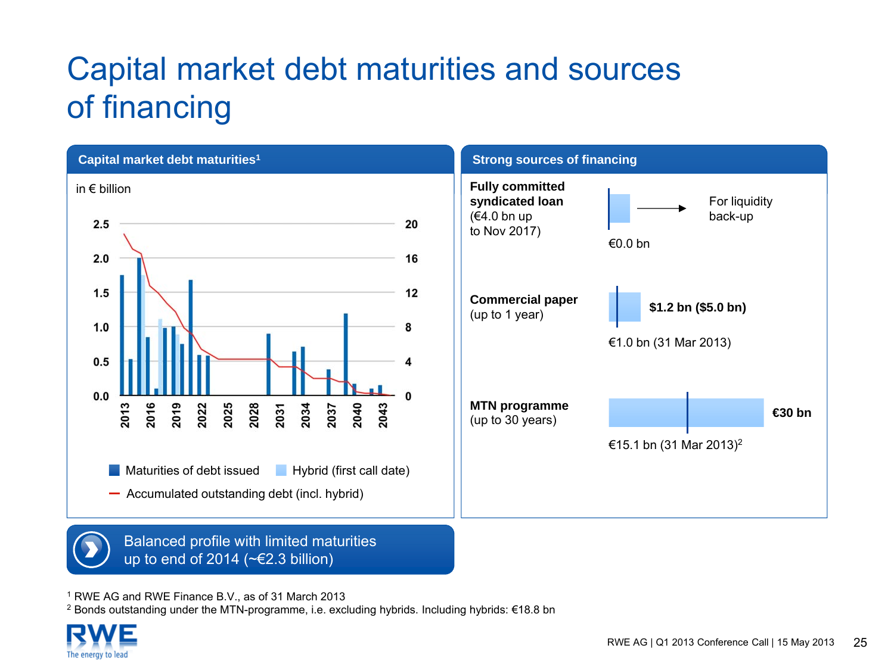# Capital market debt maturities and sources of financing

## Capital market debt maturities[1]

in € billion

Left axis: 0.0, 0.5, 1.0, 1.5, 2.0, 2.5
Right axis: 0, 4, 8, 12, 16, 20

Years: 2013, 2016, 2019, 2022, 2025, 2028, 2031, 2034, 2037, 2040, 2043

- Maturities of debt issued
- Hybrid (first call date)
- Accumulated outstanding debt (incl. hybrid)

## Strong sources of financing

**Fully committed syndicated loan**
(€4.0 bn up to Nov 2017)

€0.0 bn → For liquidity back-up

**Commercial paper**
(up to 1 year)

**$1.2 bn ($5.0 bn)**

€1.0 bn (31 Mar 2013)

**MTN programme**
(up to 30 years)

**€30 bn**

€15.1 bn (31 Mar 2013)[2]

Balanced profile with limited maturities up to end of 2014 (~€2.3 billion)

[1] RWE AG and RWE Finance B.V., as of 31 March 2013

[2] Bonds outstanding under the MTN-programme, i.e. excluding hybrids. Including hybrids: €18.8 bn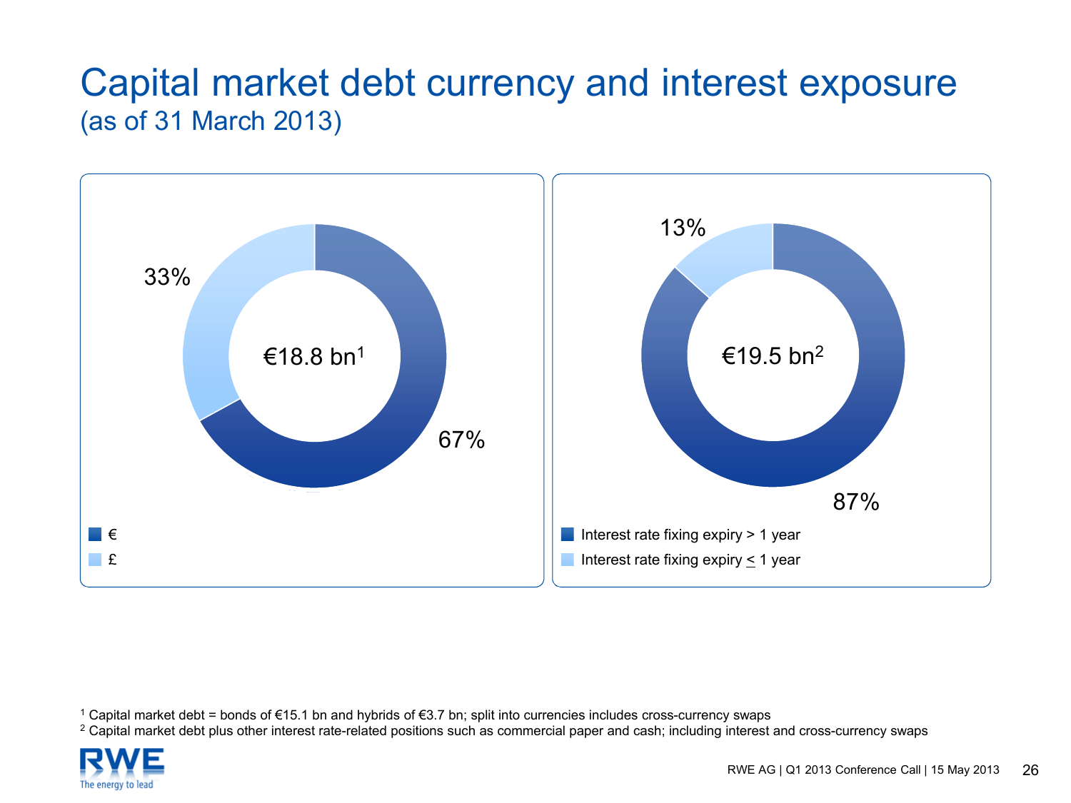# Capital market debt currency and interest exposure
(as of 31 March 2013)

€18.8 bn[1]

- €: 67%
- £: 33%

€19.5 bn[2]

- Interest rate fixing expiry > 1 year: 87%
- Interest rate fixing expiry ≤ 1 year: 13%

[1] Capital market debt = bonds of €15.1 bn and hybrids of €3.7 bn; split into currencies includes cross-currency swaps
[2] Capital market debt plus other interest rate-related positions such as commercial paper and cash; including interest and cross-currency swaps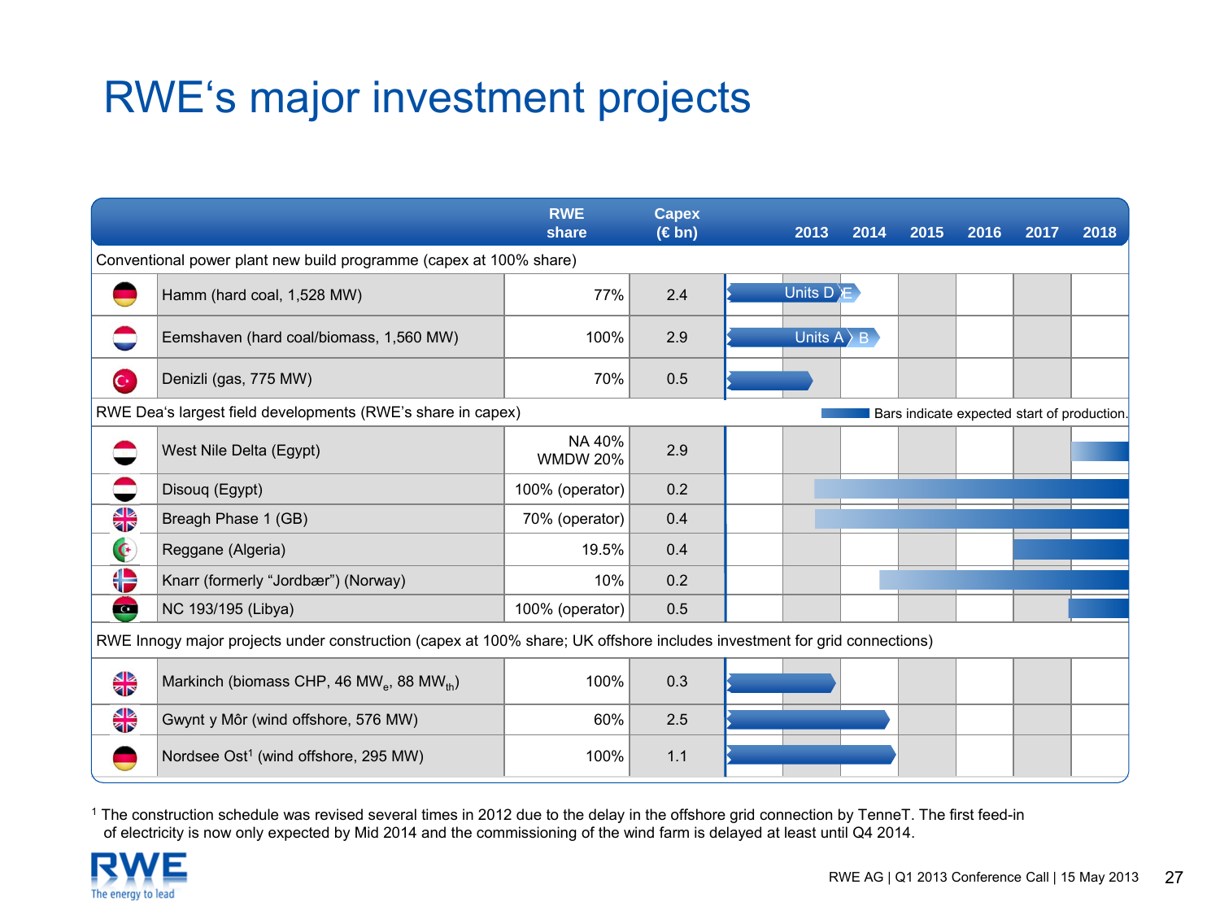# RWE's major investment projects

| | RWE share | Capex (€ bn) | 2013 | 2014 | 2015 | 2016 | 2017 | 2018 |
|---|---|---|---|---|---|---|---|---|
| **Conventional power plant new build programme (capex at 100% share)** | | | | | | | | |
| Hamm (hard coal, 1,528 MW) | 77% | 2.4 | Units D | E | | | | |
| Eemshaven (hard coal/biomass, 1,560 MW) | 100% | 2.9 | Units A | B | | | | |
| Denizli (gas, 775 MW) | 70% | 0.5 | | | | | | |
| **RWE Dea's largest field developments (RWE's share in capex)** | | | | | | | | |
| West Nile Delta (Egypt) | NA 40% WMDW 20% | 2.9 | | | | | | |
| Disouq (Egypt) | 100% (operator) | 0.2 | | | | | | |
| Breagh Phase 1 (GB) | 70% (operator) | 0.4 | | | | | | |
| Reggane (Algeria) | 19.5% | 0.4 | | | | | | |
| Knarr (formerly "Jordbær") (Norway) | 10% | 0.2 | | | | | | |
| NC 193/195 (Libya) | 100% (operator) | 0.5 | | | | | | |
| **RWE Innogy major projects under construction (capex at 100% share; UK offshore includes investment for grid connections)** | | | | | | | | |
| Markinch (biomass CHP, 46 $MW_e$, 88 $MW_{th}$) | 100% | 0.3 | | | | | | |
| Gwynt y Môr (wind offshore, 576 MW) | 60% | 2.5 | | | | | | |
| Nordsee Ost[1] (wind offshore, 295 MW) | 100% | 1.1 | | | | | | |

Bars indicate expected start of production.

[1] The construction schedule was revised several times in 2012 due to the delay in the offshore grid connection by TenneT. The first feed-in of electricity is now only expected by Mid 2014 and the commissioning of the wind farm is delayed at least until Q4 2014.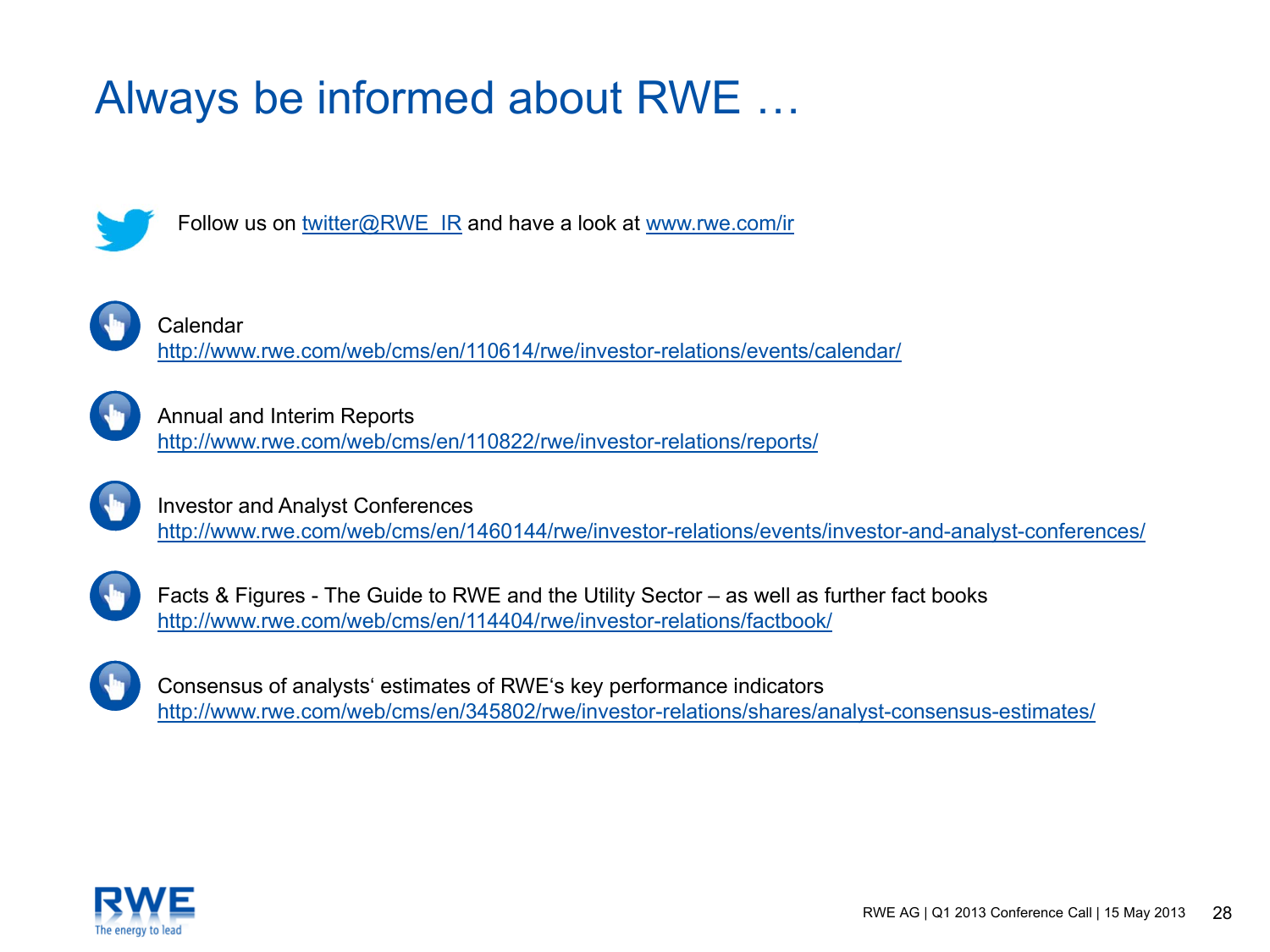# Always be informed about RWE …

Follow us on twitter@RWE_IR and have a look at www.rwe.com/ir

Calendar
http://www.rwe.com/web/cms/en/110614/rwe/investor-relations/events/calendar/

Annual and Interim Reports
http://www.rwe.com/web/cms/en/110822/rwe/investor-relations/reports/

Investor and Analyst Conferences
http://www.rwe.com/web/cms/en/1460144/rwe/investor-relations/events/investor-and-analyst-conferences/

Facts & Figures - The Guide to RWE and the Utility Sector – as well as further fact books
http://www.rwe.com/web/cms/en/114404/rwe/investor-relations/factbook/

Consensus of analysts‘ estimates of RWE‘s key performance indicators
http://www.rwe.com/web/cms/en/345802/rwe/investor-relations/shares/analyst-consensus-estimates/